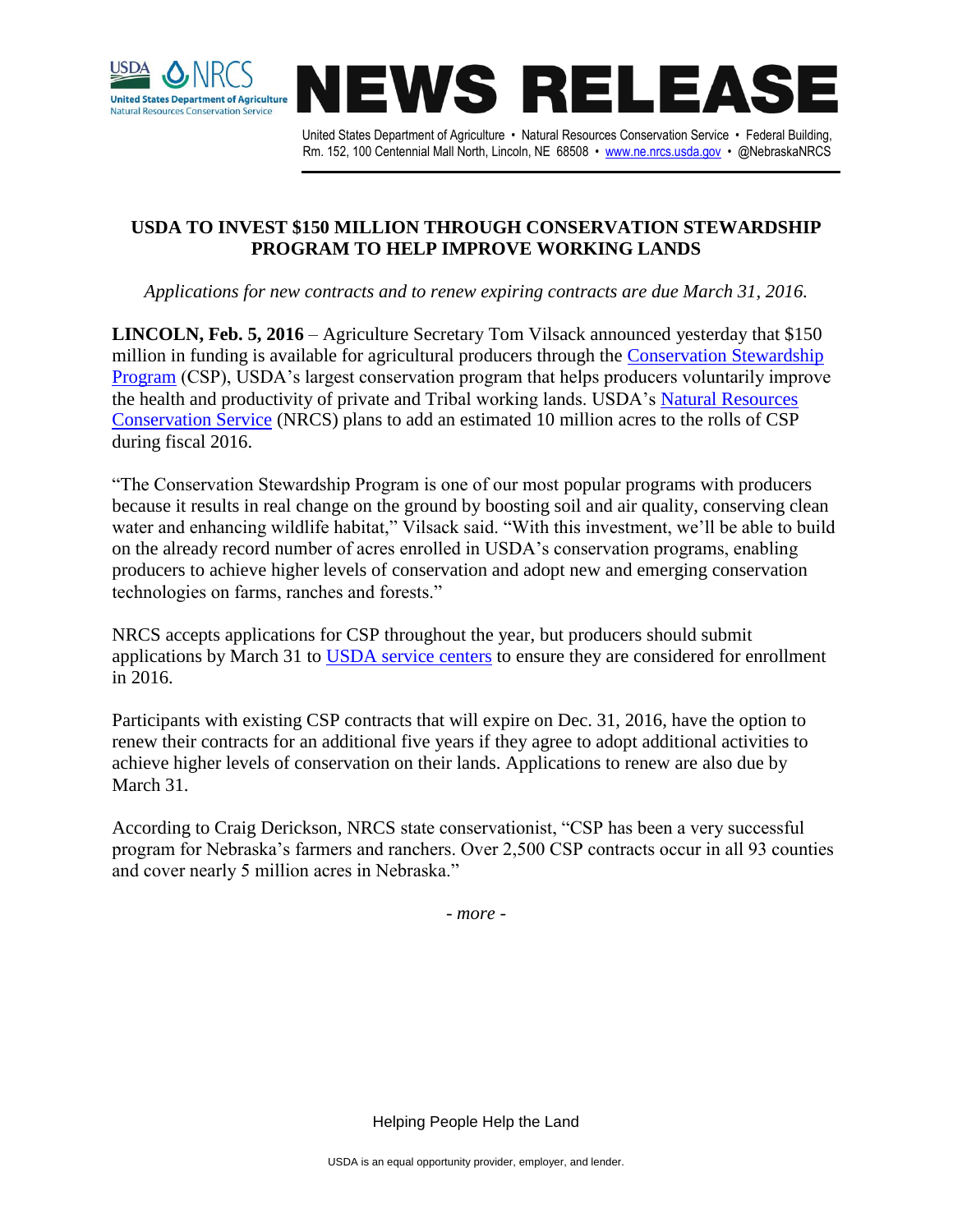# NEWS RELEASE

United States Department of Agriculture • Natural Resources Conservation Service • Federal Building, Rm. 152, 100 Centennial Mall North, Lincoln, NE 68508 • www.ne.nrcs.usda.gov • @NebraskaNRCS

## USDA TO INVEST $150 MILLION THROUGH CONSERVATION STEWARDSHIP PROGRAM TO HELP IMPROVE WORKING LANDS

*Applications for new contracts and to renew expiring contracts are due March 31, 2016.*

**LINCOLN, Feb. 5, 2016** – Agriculture Secretary Tom Vilsack announced yesterday that $150 million in funding is available for agricultural producers through the Conservation Stewardship Program (CSP), USDA's largest conservation program that helps producers voluntarily improve the health and productivity of private and Tribal working lands. USDA's Natural Resources Conservation Service (NRCS) plans to add an estimated 10 million acres to the rolls of CSP during fiscal 2016.

"The Conservation Stewardship Program is one of our most popular programs with producers because it results in real change on the ground by boosting soil and air quality, conserving clean water and enhancing wildlife habitat," Vilsack said. "With this investment, we'll be able to build on the already record number of acres enrolled in USDA's conservation programs, enabling producers to achieve higher levels of conservation and adopt new and emerging conservation technologies on farms, ranches and forests."

NRCS accepts applications for CSP throughout the year, but producers should submit applications by March 31 to USDA service centers to ensure they are considered for enrollment in 2016.

Participants with existing CSP contracts that will expire on Dec. 31, 2016, have the option to renew their contracts for an additional five years if they agree to adopt additional activities to achieve higher levels of conservation on their lands. Applications to renew are also due by March 31.

According to Craig Derickson, NRCS state conservationist, "CSP has been a very successful program for Nebraska's farmers and ranchers. Over 2,500 CSP contracts occur in all 93 counties and cover nearly 5 million acres in Nebraska."

*- more -*

Helping People Help the Land

USDA is an equal opportunity provider, employer, and lender.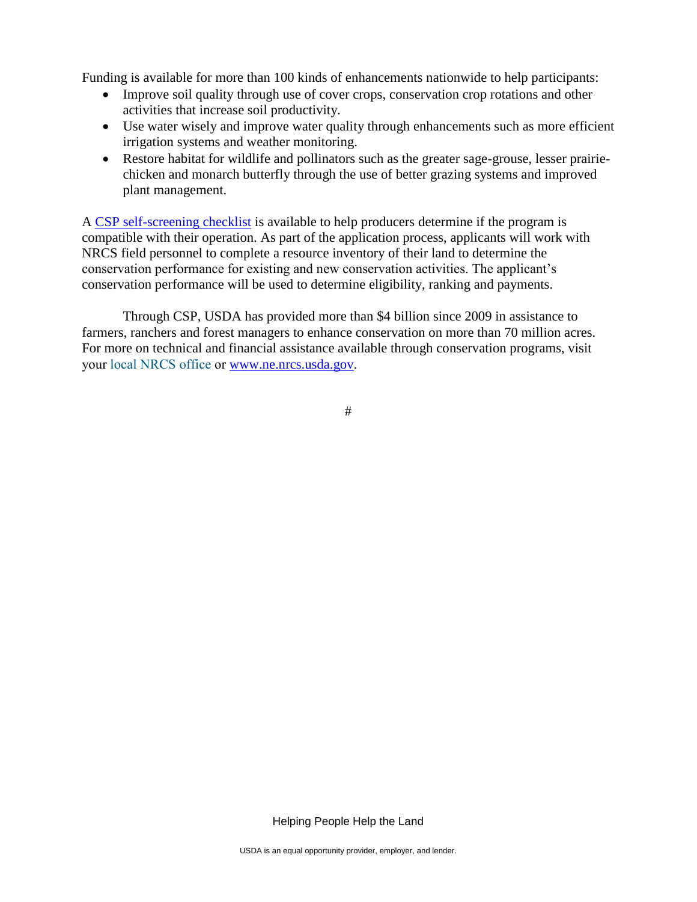Funding is available for more than 100 kinds of enhancements nationwide to help participants:

- Improve soil quality through use of cover crops, conservation crop rotations and other activities that increase soil productivity.
- Use water wisely and improve water quality through enhancements such as more efficient irrigation systems and weather monitoring.
- Restore habitat for wildlife and pollinators such as the greater sage-grouse, lesser prairie-chicken and monarch butterfly through the use of better grazing systems and improved plant management.

A CSP self-screening checklist is available to help producers determine if the program is compatible with their operation. As part of the application process, applicants will work with NRCS field personnel to complete a resource inventory of their land to determine the conservation performance for existing and new conservation activities. The applicant's conservation performance will be used to determine eligibility, ranking and payments.

Through CSP, USDA has provided more than $4 billion since 2009 in assistance to farmers, ranchers and forest managers to enhance conservation on more than 70 million acres. For more on technical and financial assistance available through conservation programs, visit your local NRCS office or www.ne.nrcs.usda.gov.

#

Helping People Help the Land

USDA is an equal opportunity provider, employer, and lender.